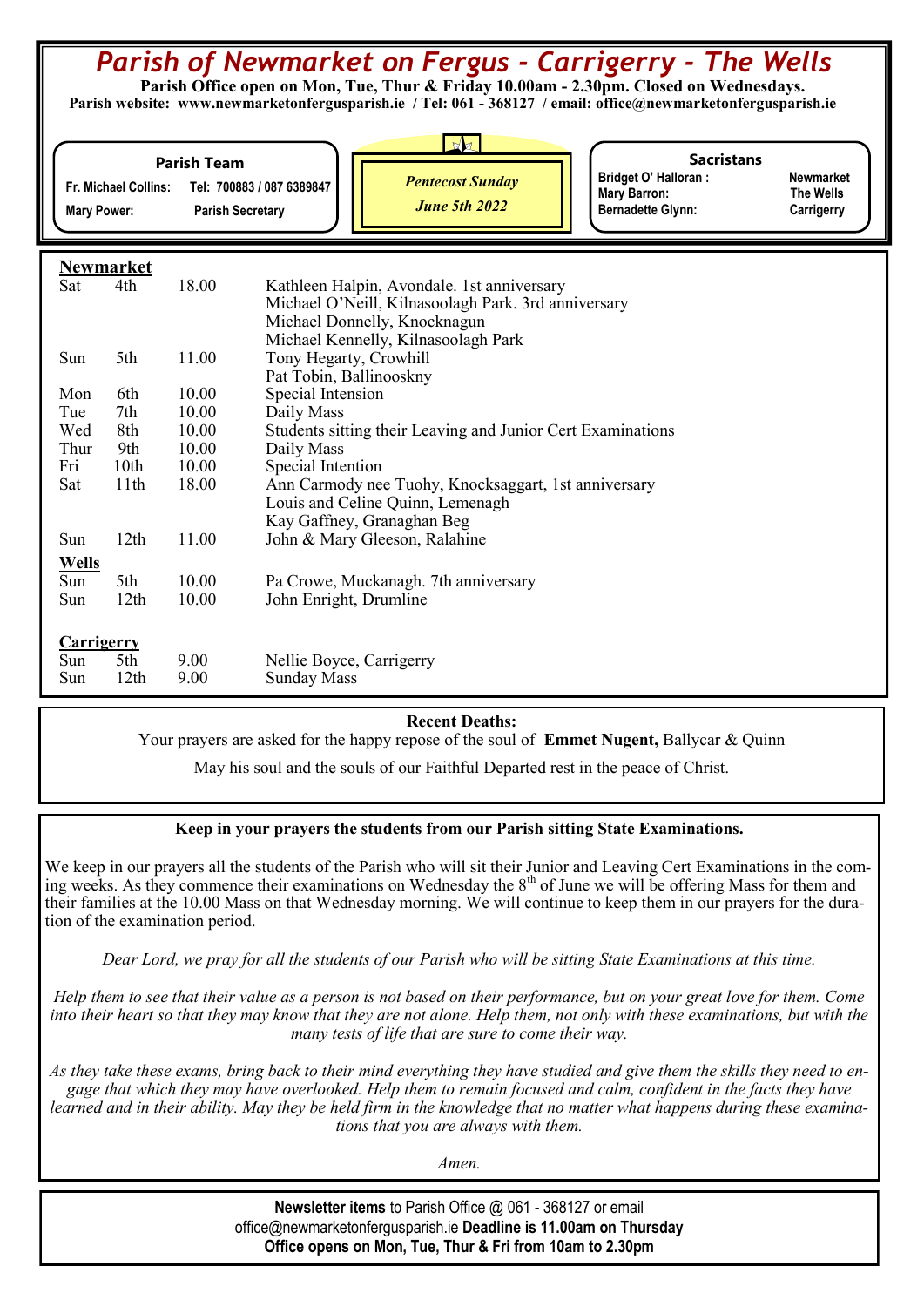# *Parish of Newmarket on Fergus - Carrigerry - The Wells*

**Parish Office open on Mon, Tue, Thur & Friday 10.00am - 2.30pm. Closed on Wednesdays.**
**Parish website: www.newmarketonfergusparish.ie / Tel: 061 - 368127 / email: office@newmarketonfergusparish.ie**

**Parish Team**
**Fr. Michael Collins:** Tel: 700883 / 087 6389847
**Mary Power:** Parish Secretary

***Pentecost Sunday***
***June 5th 2022***

**Sacristans**

| | |
|---|---|
| Bridget O' Halloran : | Newmarket |
| Mary Barron: | The Wells |
| Bernadette Glynn: | Carrigerry |

**Newmarket**

| | | | |
|---|---|---|---|
| Sat | 4th | 18.00 | Kathleen Halpin, Avondale. 1st anniversary |
| | | | Michael O'Neill, Kilnasoolagh Park. 3rd anniversary |
| | | | Michael Donnelly, Knocknagun |
| | | | Michael Kennelly, Kilnasoolagh Park |
| Sun | 5th | 11.00 | Tony Hegarty, Crowhill |
| | | | Pat Tobin, Ballinooskny |
| Mon | 6th | 10.00 | Special Intension |
| Tue | 7th | 10.00 | Daily Mass |
| Wed | 8th | 10.00 | Students sitting their Leaving and Junior Cert Examinations |
| Thur | 9th | 10.00 | Daily Mass |
| Fri | 10th | 10.00 | Special Intention |
| Sat | 11th | 18.00 | Ann Carmody nee Tuohy, Knocksaggart, 1st anniversary |
| | | | Louis and Celine Quinn, Lemenagh |
| | | | Kay Gaffney, Granaghan Beg |
| Sun | 12th | 11.00 | John & Mary Gleeson, Ralahine |

**Wells**

| | | | |
|---|---|---|---|
| Sun | 5th | 10.00 | Pa Crowe, Muckanagh. 7th anniversary |
| Sun | 12th | 10.00 | John Enright, Drumline |

**Carrigerry**

| | | | |
|---|---|---|---|
| Sun | 5th | 9.00 | Nellie Boyce, Carrigerry |
| Sun | 12th | 9.00 | Sunday Mass |

**Recent Deaths:**

Your prayers are asked for the happy repose of the soul of **Emmet Nugent,** Ballycar & Quinn

May his soul and the souls of our Faithful Departed rest in the peace of Christ.

**Keep in your prayers the students from our Parish sitting State Examinations.**

We keep in our prayers all the students of the Parish who will sit their Junior and Leaving Cert Examinations in the coming weeks. As they commence their examinations on Wednesday the 8th of June we will be offering Mass for them and their families at the 10.00 Mass on that Wednesday morning. We will continue to keep them in our prayers for the duration of the examination period.

*Dear Lord, we pray for all the students of our Parish who will be sitting State Examinations at this time.*

*Help them to see that their value as a person is not based on their performance, but on your great love for them. Come into their heart so that they may know that they are not alone. Help them, not only with these examinations, but with the many tests of life that are sure to come their way.*

*As they take these exams, bring back to their mind everything they have studied and give them the skills they need to engage that which they may have overlooked. Help them to remain focused and calm, confident in the facts they have learned and in their ability. May they be held firm in the knowledge that no matter what happens during these examinations that you are always with them.*

*Amen.*

**Newsletter items** to Parish Office @ 061 - 368127 or email office@newmarketonfergusparish.ie **Deadline is 11.00am on Thursday**
**Office opens on Mon, Tue, Thur & Fri from 10am to 2.30pm**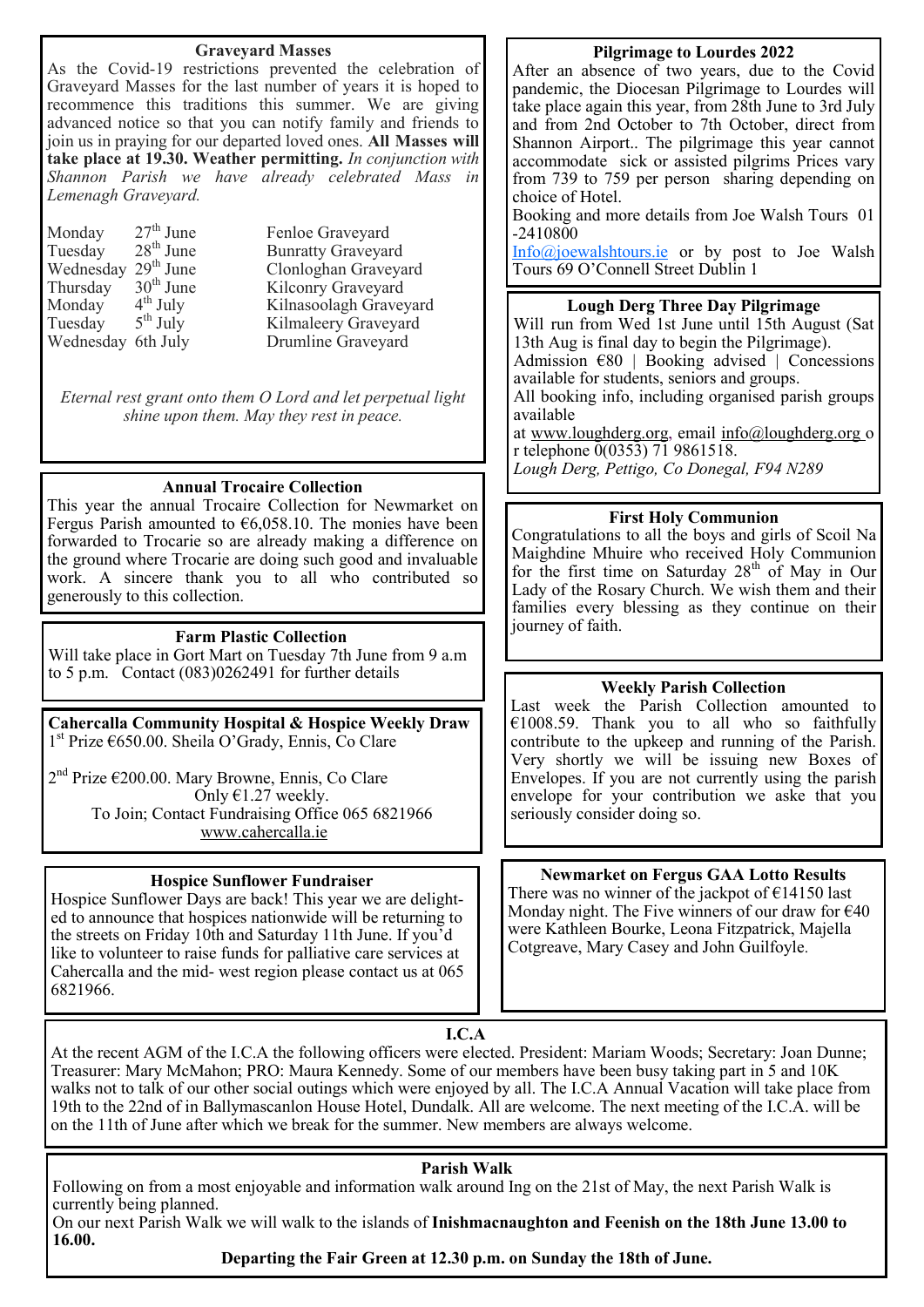## Graveyard Masses

As the Covid-19 restrictions prevented the celebration of Graveyard Masses for the last number of years it is hoped to recommence this traditions this summer. We are giving advanced notice so that you can notify family and friends to join us in praying for our departed loved ones. **All Masses will take place at 19.30. Weather permitting.** *In conjunction with Shannon Parish we have already celebrated Mass in Lemenagh Graveyard.*

| | | |
|---|---|---|
| Monday | 27th June | Fenloe Graveyard |
| Tuesday | 28th June | Bunratty Graveyard |
| Wednesday | 29th June | Clonloghan Graveyard |
| Thursday | 30th June | Kilconry Graveyard |
| Monday | 4th July | Kilnasoolagh Graveyard |
| Tuesday | 5th July | Kilmaleery Graveyard |
| Wednesday | 6th July | Drumline Graveyard |

*Eternal rest grant onto them O Lord and let perpetual light shine upon them. May they rest in peace.*

## Annual Trocaire Collection

This year the annual Trocaire Collection for Newmarket on Fergus Parish amounted to €6,058.10. The monies have been forwarded to Trocarie so are already making a difference on the ground where Trocarie are doing such good and invaluable work. A sincere thank you to all who contributed so generously to this collection.

## Farm Plastic Collection

Will take place in Gort Mart on Tuesday 7th June from 9 a.m to 5 p.m. Contact (083)0262491 for further details

## Cahercalla Community Hospital & Hospice Weekly Draw

1st Prize €650.00. Sheila O'Grady, Ennis, Co Clare

2nd Prize €200.00. Mary Browne, Ennis, Co Clare

Only €1.27 weekly.

To Join; Contact Fundraising Office 065 6821966

www.cahercalla.ie

## Hospice Sunflower Fundraiser

Hospice Sunflower Days are back! This year we are delighted to announce that hospices nationwide will be returning to the streets on Friday 10th and Saturday 11th June. If you'd like to volunteer to raise funds for palliative care services at Cahercalla and the mid- west region please contact us at 065 6821966.

## Pilgrimage to Lourdes 2022

After an absence of two years, due to the Covid pandemic, the Diocesan Pilgrimage to Lourdes will take place again this year, from 28th June to 3rd July and from 2nd October to 7th October, direct from Shannon Airport.. The pilgrimage this year cannot accommodate sick or assisted pilgrims Prices vary from 739 to 759 per person sharing depending on choice of Hotel.

Booking and more details from Joe Walsh Tours 01 -2410800

Info@joewalshtours.ie or by post to Joe Walsh Tours 69 O'Connell Street Dublin 1

## Lough Derg Three Day Pilgrimage

Will run from Wed 1st June until 15th August (Sat 13th Aug is final day to begin the Pilgrimage).

Admission €80 | Booking advised | Concessions available for students, seniors and groups.

All booking info, including organised parish groups available

at www.loughderg.org, email info@loughderg.org or telephone 0(0353) 71 9861518.

*Lough Derg, Pettigo, Co Donegal, F94 N289*

## First Holy Communion

Congratulations to all the boys and girls of Scoil Na Maighdine Mhuire who received Holy Communion for the first time on Saturday 28th of May in Our Lady of the Rosary Church. We wish them and their families every blessing as they continue on their journey of faith.

## Weekly Parish Collection

Last week the Parish Collection amounted to €1008.59. Thank you to all who so faithfully contribute to the upkeep and running of the Parish. Very shortly we will be issuing new Boxes of Envelopes. If you are not currently using the parish envelope for your contribution we aske that you seriously consider doing so.

## Newmarket on Fergus GAA Lotto Results

There was no winner of the jackpot of €14150 last Monday night. The Five winners of our draw for €40 were Kathleen Bourke, Leona Fitzpatrick, Majella Cotgreave, Mary Casey and John Guilfoyle.

## I.C.A

At the recent AGM of the I.C.A the following officers were elected. President: Mariam Woods; Secretary: Joan Dunne; Treasurer: Mary McMahon; PRO: Maura Kennedy. Some of our members have been busy taking part in 5 and 10K walks not to talk of our other social outings which were enjoyed by all. The I.C.A Annual Vacation will take place from 19th to the 22nd of in Ballymascanlon House Hotel, Dundalk. All are welcome. The next meeting of the I.C.A. will be on the 11th of June after which we break for the summer. New members are always welcome.

## Parish Walk

Following on from a most enjoyable and information walk around Ing on the 21st of May, the next Parish Walk is currently being planned.

On our next Parish Walk we will walk to the islands of **Inishmacnaughton and Feenish on the 18th June 13.00 to 16.00.**

**Departing the Fair Green at 12.30 p.m. on Sunday the 18th of June.**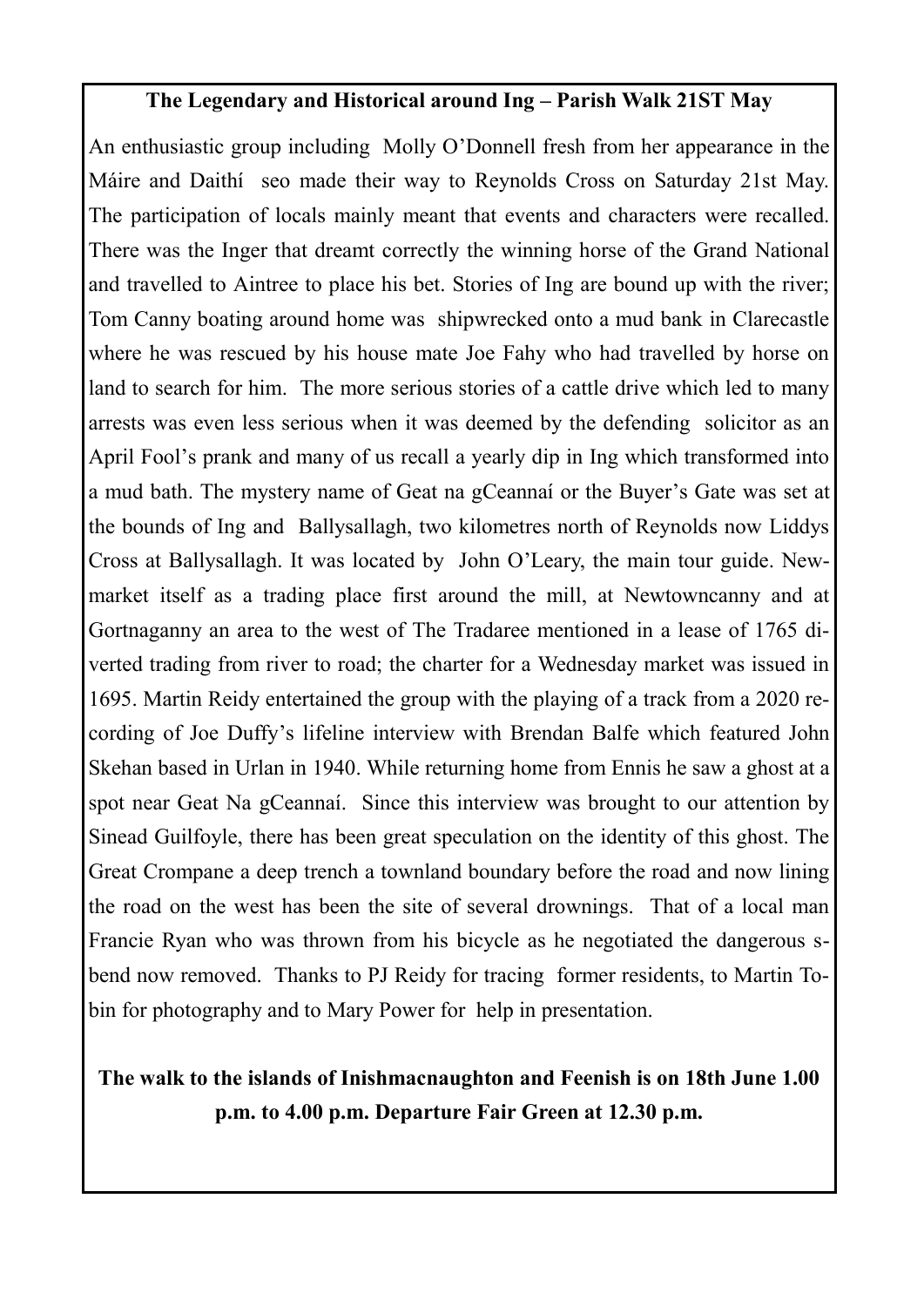**The Legendary and Historical around Ing – Parish Walk 21ST May**

An enthusiastic group including Molly O'Donnell fresh from her appearance in the Máire and Daithí seo made their way to Reynolds Cross on Saturday 21st May. The participation of locals mainly meant that events and characters were recalled. There was the Inger that dreamt correctly the winning horse of the Grand National and travelled to Aintree to place his bet. Stories of Ing are bound up with the river; Tom Canny boating around home was shipwrecked onto a mud bank in Clarecastle where he was rescued by his house mate Joe Fahy who had travelled by horse on land to search for him. The more serious stories of a cattle drive which led to many arrests was even less serious when it was deemed by the defending solicitor as an April Fool's prank and many of us recall a yearly dip in Ing which transformed into a mud bath. The mystery name of Geat na gCeannaí or the Buyer's Gate was set at the bounds of Ing and Ballysallagh, two kilometres north of Reynolds now Liddys Cross at Ballysallagh. It was located by John O'Leary, the main tour guide. Newmarket itself as a trading place first around the mill, at Newtowncanny and at Gortnaganny an area to the west of The Tradaree mentioned in a lease of 1765 diverted trading from river to road; the charter for a Wednesday market was issued in 1695. Martin Reidy entertained the group with the playing of a track from a 2020 recording of Joe Duffy's lifeline interview with Brendan Balfe which featured John Skehan based in Urlan in 1940. While returning home from Ennis he saw a ghost at a spot near Geat Na gCeannaí. Since this interview was brought to our attention by Sinead Guilfoyle, there has been great speculation on the identity of this ghost. The Great Crompane a deep trench a townland boundary before the road and now lining the road on the west has been the site of several drownings. That of a local man Francie Ryan who was thrown from his bicycle as he negotiated the dangerous s-bend now removed. Thanks to PJ Reidy for tracing former residents, to Martin Tobin for photography and to Mary Power for help in presentation.

**The walk to the islands of Inishmacnaughton and Feenish is on 18th June 1.00 p.m. to 4.00 p.m. Departure Fair Green at 12.30 p.m.**